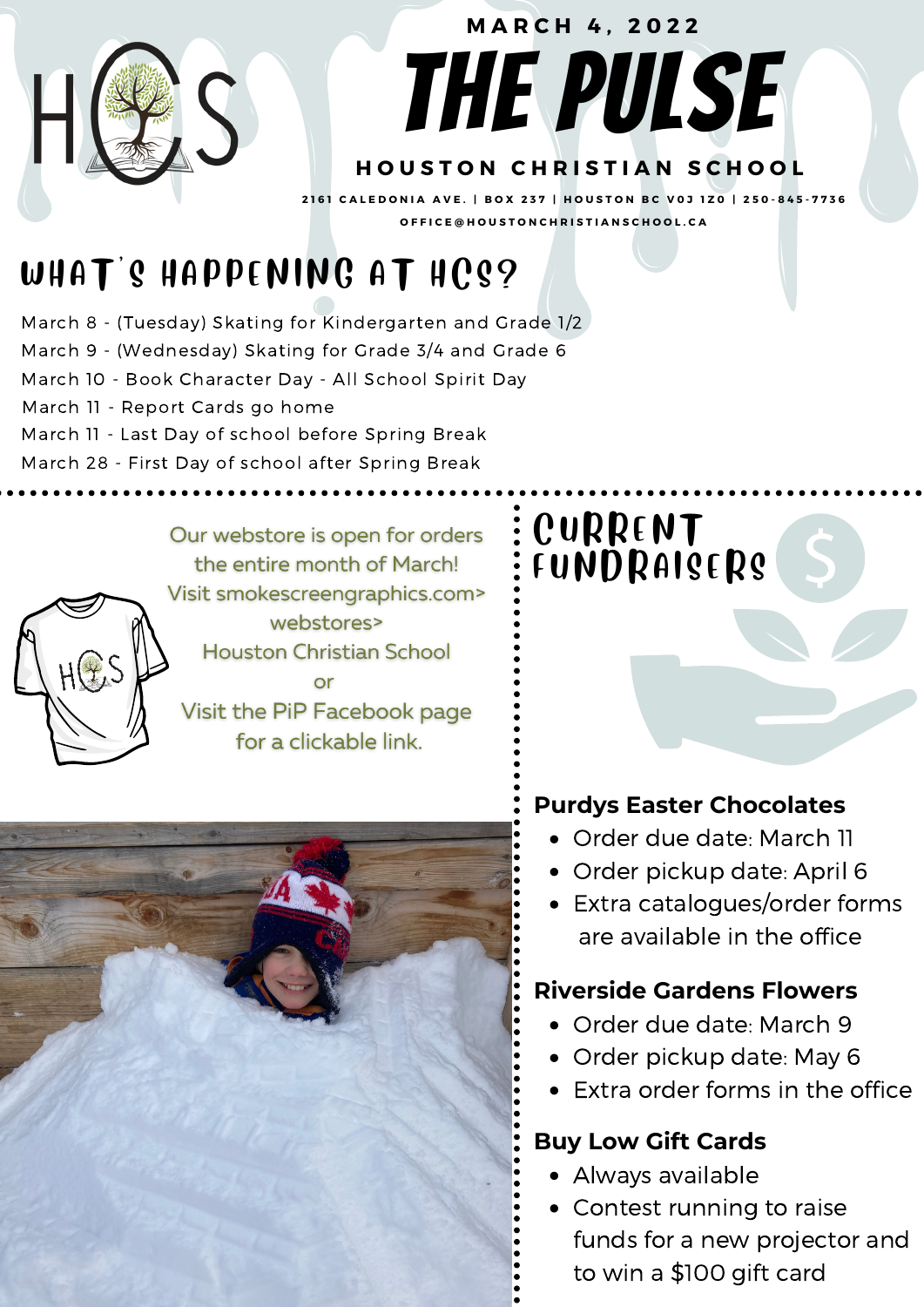# THE PULSE

MARCH 4, 2022

HOUSTON CHRISTIAN SCHOOL

2161 CALEDONIA AVE. | BOX 237 | HOUSTON BC V0J 1Z0 | 250-845-7736

OFFICE@HOUSTONCHRISTIANSCHOOL.CA

## WHAT'S HAPPENING AT HCS?

March 8 - (Tuesday) Skating for Kindergarten and Grade 1/2
March 9 - (Wednesday) Skating for Grade 3/4 and Grade 6
March 10 - Book Character Day - All School Spirit Day
March 11 - Report Cards go home
March 11 - Last Day of school before Spring Break
March 28 - First Day of school after Spring Break

Our webstore is open for orders the entire month of March! Visit smokescreengraphics.com> webstores> Houston Christian School or Visit the PiP Facebook page for a clickable link.

## CURRENT FUNDRAISERS

**Purdys Easter Chocolates**

- Order due date: March 11
- Order pickup date: April 6
- Extra catalogues/order forms are available in the office

**Riverside Gardens Flowers**

- Order due date: March 9
- Order pickup date: May 6
- Extra order forms in the office

**Buy Low Gift Cards**

- Always available
- Contest running to raise funds for a new projector and to win a $100 gift card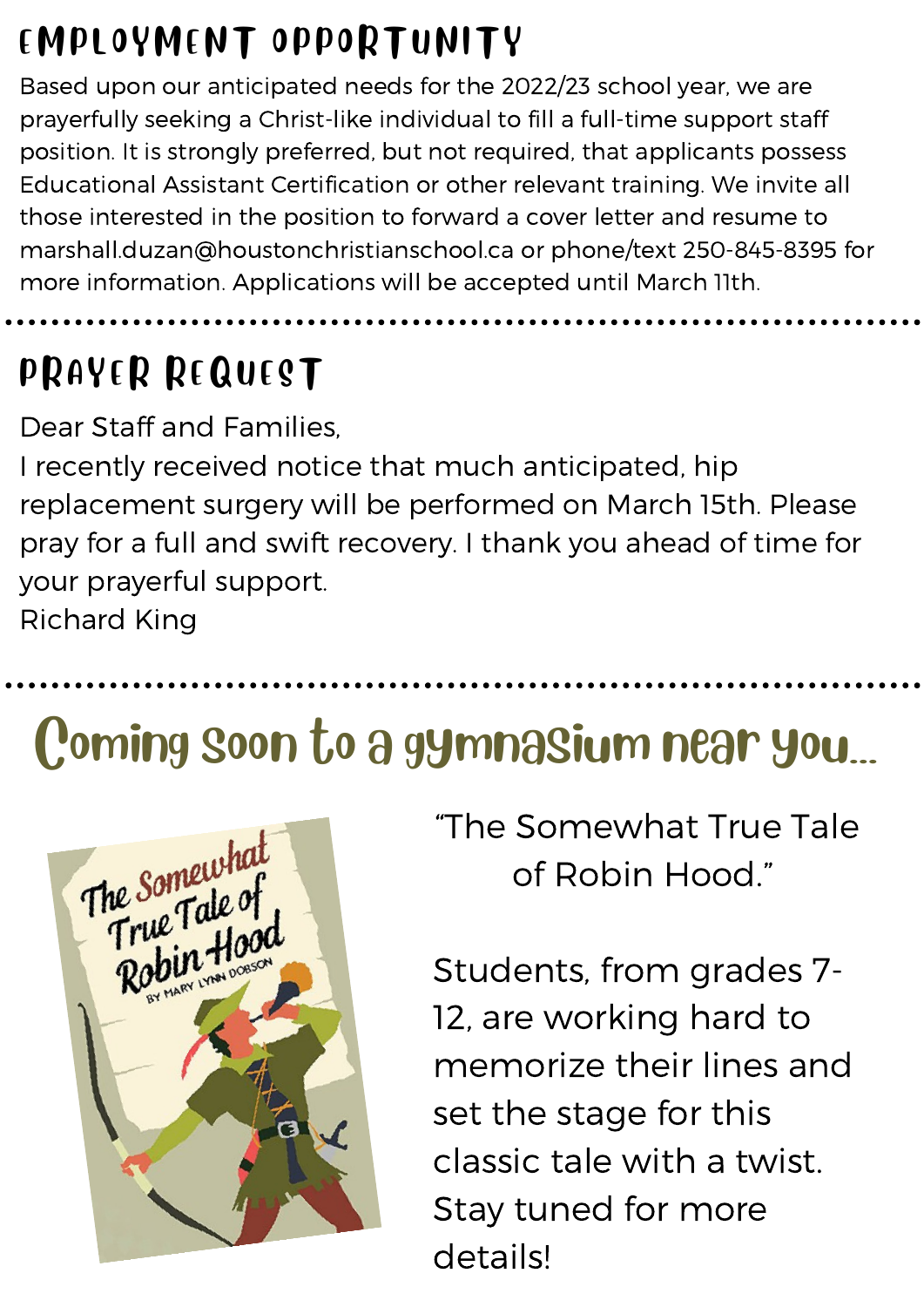## EMPLOYMENT OPPORTUNITY

Based upon our anticipated needs for the 2022/23 school year, we are prayerfully seeking a Christ-like individual to fill a full-time support staff position. It is strongly preferred, but not required, that applicants possess Educational Assistant Certification or other relevant training. We invite all those interested in the position to forward a cover letter and resume to marshall.duzan@houstonchristianschool.ca or phone/text 250-845-8395 for more information. Applications will be accepted until March 11th.

## PRAYER REQUEST

Dear Staff and Families,
I recently received notice that much anticipated, hip replacement surgery will be performed on March 15th. Please pray for a full and swift recovery. I thank you ahead of time for your prayerful support.
Richard King

## Coming soon to a gymnasium near you...

"The Somewhat True Tale of Robin Hood."

Students, from grades 7-12, are working hard to memorize their lines and set the stage for this classic tale with a twist. Stay tuned for more details!